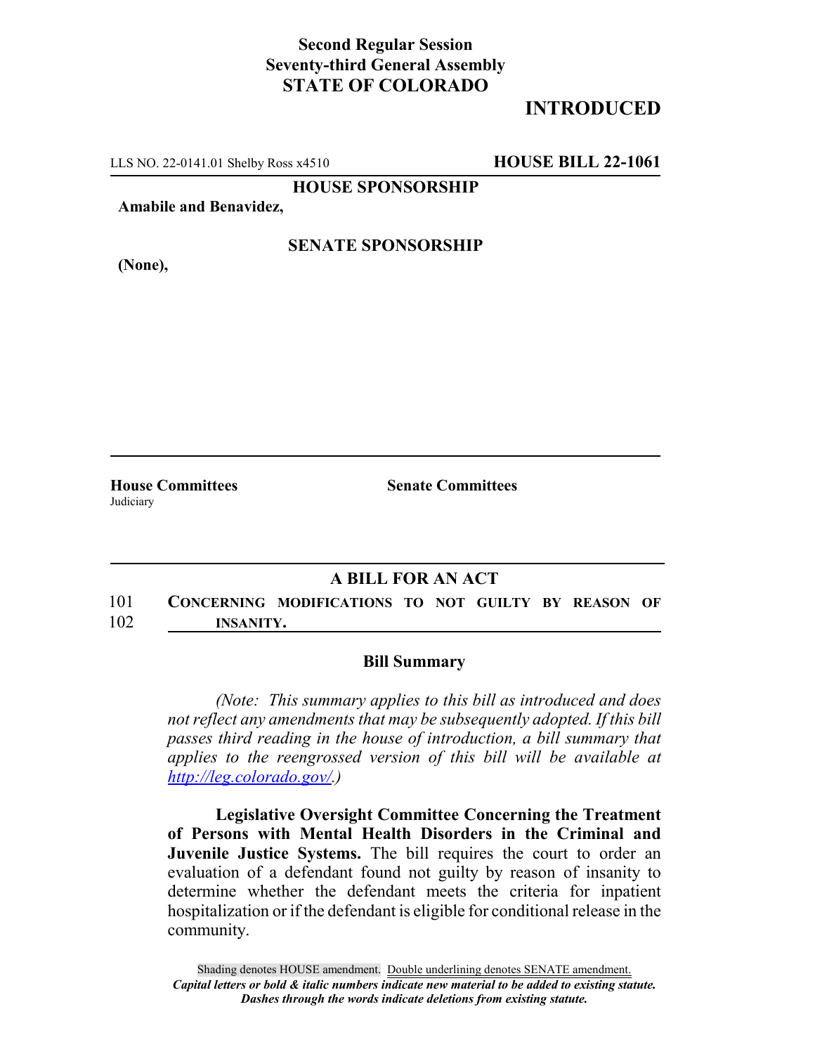**Second Regular Session**
**Seventy-third General Assembly**
**STATE OF COLORADO**

# INTRODUCED

LLS NO. 22-0141.01 Shelby Ross x4510 **HOUSE BILL 22-1061**

**HOUSE SPONSORSHIP**

**Amabile and Benavidez,**

**SENATE SPONSORSHIP**

**(None),**

**House Committees**
Judiciary

**Senate Committees**

## A BILL FOR AN ACT

101 **CONCERNING MODIFICATIONS TO NOT GUILTY BY REASON OF**
102 **INSANITY.**

### Bill Summary

*(Note: This summary applies to this bill as introduced and does not reflect any amendments that may be subsequently adopted. If this bill passes third reading in the house of introduction, a bill summary that applies to the reengrossed version of this bill will be available at http://leg.colorado.gov/.)*

**Legislative Oversight Committee Concerning the Treatment of Persons with Mental Health Disorders in the Criminal and Juvenile Justice Systems.** The bill requires the court to order an evaluation of a defendant found not guilty by reason of insanity to determine whether the defendant meets the criteria for inpatient hospitalization or if the defendant is eligible for conditional release in the community.

Shading denotes HOUSE amendment. Double underlining denotes SENATE amendment.
*Capital letters or bold & italic numbers indicate new material to be added to existing statute.*
*Dashes through the words indicate deletions from existing statute.*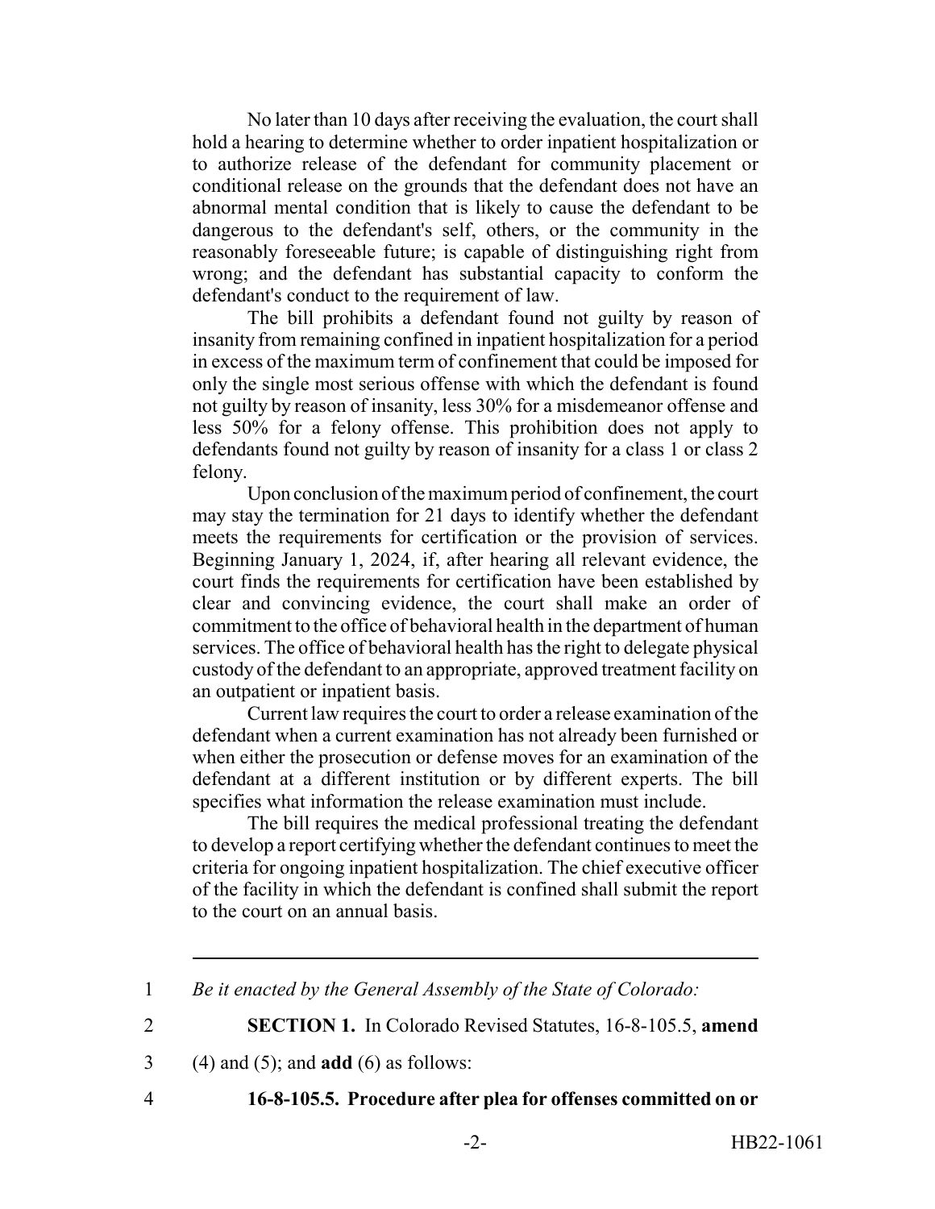No later than 10 days after receiving the evaluation, the court shall hold a hearing to determine whether to order inpatient hospitalization or to authorize release of the defendant for community placement or conditional release on the grounds that the defendant does not have an abnormal mental condition that is likely to cause the defendant to be dangerous to the defendant's self, others, or the community in the reasonably foreseeable future; is capable of distinguishing right from wrong; and the defendant has substantial capacity to conform the defendant's conduct to the requirement of law.

The bill prohibits a defendant found not guilty by reason of insanity from remaining confined in inpatient hospitalization for a period in excess of the maximum term of confinement that could be imposed for only the single most serious offense with which the defendant is found not guilty by reason of insanity, less 30% for a misdemeanor offense and less 50% for a felony offense. This prohibition does not apply to defendants found not guilty by reason of insanity for a class 1 or class 2 felony.

Upon conclusion of the maximum period of confinement, the court may stay the termination for 21 days to identify whether the defendant meets the requirements for certification or the provision of services. Beginning January 1, 2024, if, after hearing all relevant evidence, the court finds the requirements for certification have been established by clear and convincing evidence, the court shall make an order of commitment to the office of behavioral health in the department of human services. The office of behavioral health has the right to delegate physical custody of the defendant to an appropriate, approved treatment facility on an outpatient or inpatient basis.

Current law requires the court to order a release examination of the defendant when a current examination has not already been furnished or when either the prosecution or defense moves for an examination of the defendant at a different institution or by different experts. The bill specifies what information the release examination must include.

The bill requires the medical professional treating the defendant to develop a report certifying whether the defendant continues to meet the criteria for ongoing inpatient hospitalization. The chief executive officer of the facility in which the defendant is confined shall submit the report to the court on an annual basis.

---

1 *Be it enacted by the General Assembly of the State of Colorado:*

2 **SECTION 1.** In Colorado Revised Statutes, 16-8-105.5, **amend**

3 (4) and (5); and **add** (6) as follows:

4 **16-8-105.5. Procedure after plea for offenses committed on or**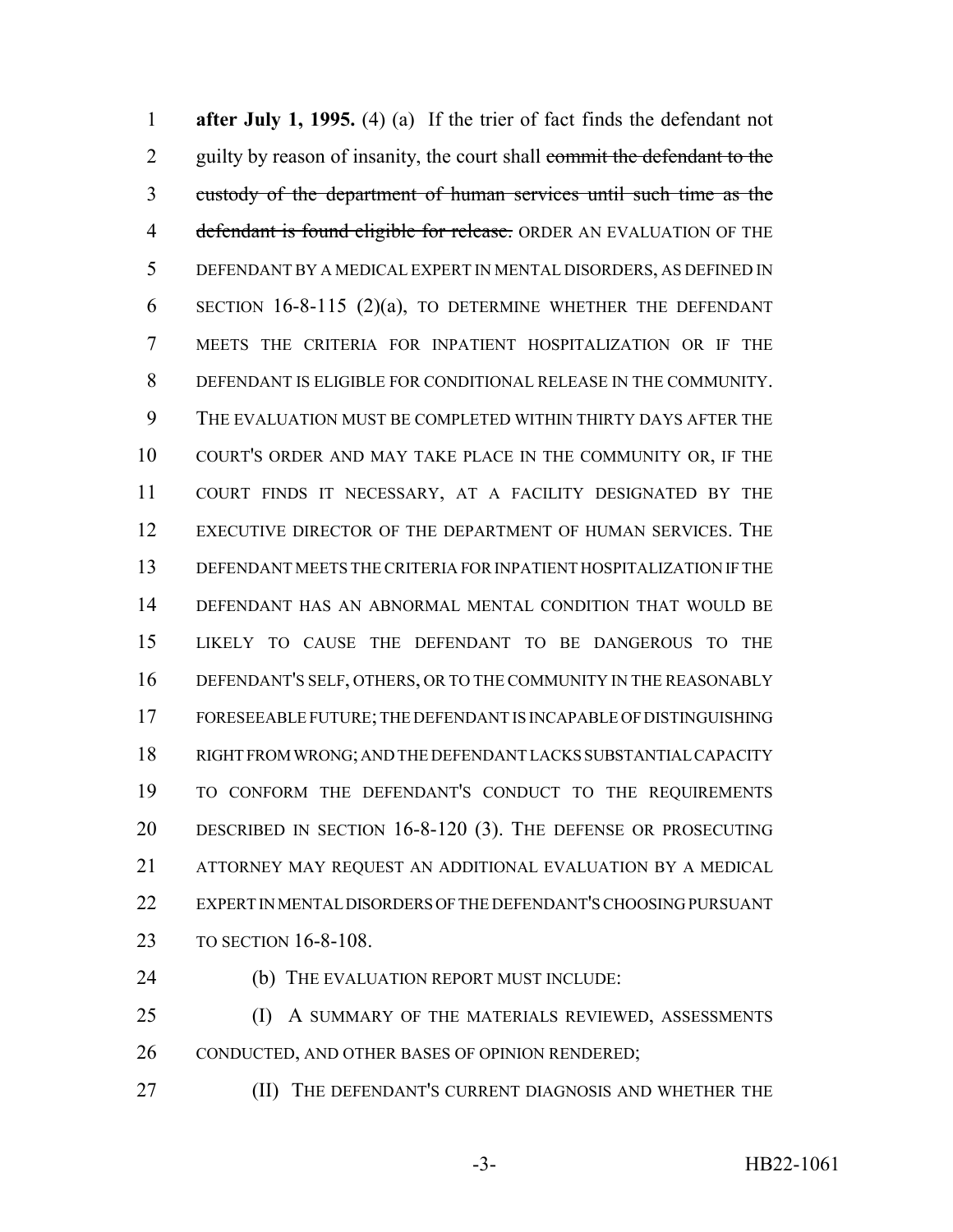**after July 1, 1995.** (4) (a) If the trier of fact finds the defendant not guilty by reason of insanity, the court shall ~~commit the defendant to the custody of the department of human services until such time as the defendant is found eligible for release.~~ ORDER AN EVALUATION OF THE DEFENDANT BY A MEDICAL EXPERT IN MENTAL DISORDERS, AS DEFINED IN SECTION 16-8-115 (2)(a), TO DETERMINE WHETHER THE DEFENDANT MEETS THE CRITERIA FOR INPATIENT HOSPITALIZATION OR IF THE DEFENDANT IS ELIGIBLE FOR CONDITIONAL RELEASE IN THE COMMUNITY. THE EVALUATION MUST BE COMPLETED WITHIN THIRTY DAYS AFTER THE COURT'S ORDER AND MAY TAKE PLACE IN THE COMMUNITY OR, IF THE COURT FINDS IT NECESSARY, AT A FACILITY DESIGNATED BY THE EXECUTIVE DIRECTOR OF THE DEPARTMENT OF HUMAN SERVICES. THE DEFENDANT MEETS THE CRITERIA FOR INPATIENT HOSPITALIZATION IF THE DEFENDANT HAS AN ABNORMAL MENTAL CONDITION THAT WOULD BE LIKELY TO CAUSE THE DEFENDANT TO BE DANGEROUS TO THE DEFENDANT'S SELF, OTHERS, OR TO THE COMMUNITY IN THE REASONABLY FORESEEABLE FUTURE; THE DEFENDANT IS INCAPABLE OF DISTINGUISHING RIGHT FROM WRONG; AND THE DEFENDANT LACKS SUBSTANTIAL CAPACITY TO CONFORM THE DEFENDANT'S CONDUCT TO THE REQUIREMENTS DESCRIBED IN SECTION 16-8-120 (3). THE DEFENSE OR PROSECUTING ATTORNEY MAY REQUEST AN ADDITIONAL EVALUATION BY A MEDICAL EXPERT IN MENTAL DISORDERS OF THE DEFENDANT'S CHOOSING PURSUANT TO SECTION 16-8-108.

(b) THE EVALUATION REPORT MUST INCLUDE:

(I) A SUMMARY OF THE MATERIALS REVIEWED, ASSESSMENTS CONDUCTED, AND OTHER BASES OF OPINION RENDERED;

(II) THE DEFENDANT'S CURRENT DIAGNOSIS AND WHETHER THE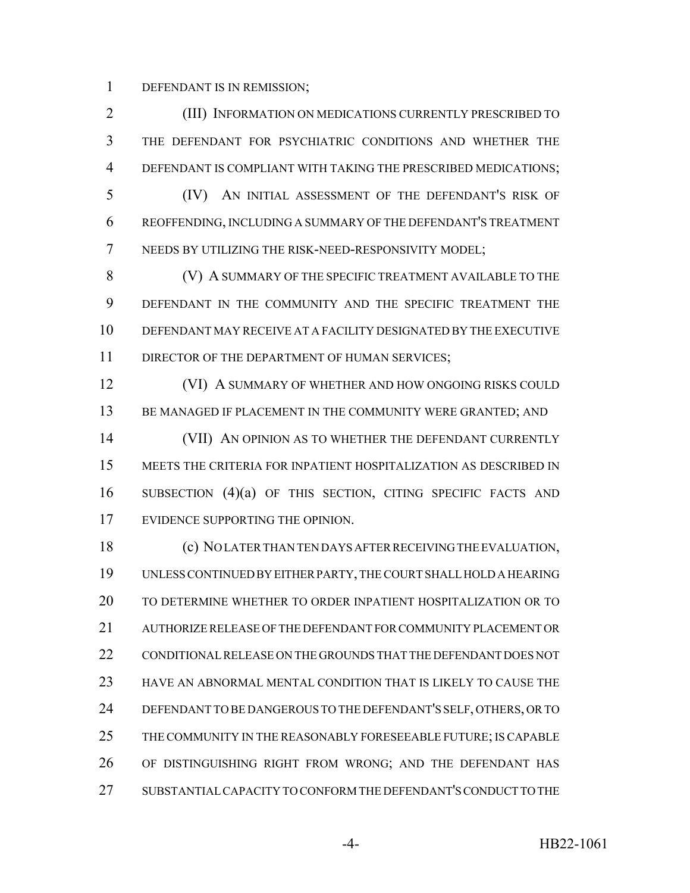DEFENDANT IS IN REMISSION;

(III) INFORMATION ON MEDICATIONS CURRENTLY PRESCRIBED TO THE DEFENDANT FOR PSYCHIATRIC CONDITIONS AND WHETHER THE DEFENDANT IS COMPLIANT WITH TAKING THE PRESCRIBED MEDICATIONS;

(IV) AN INITIAL ASSESSMENT OF THE DEFENDANT'S RISK OF REOFFENDING, INCLUDING A SUMMARY OF THE DEFENDANT'S TREATMENT NEEDS BY UTILIZING THE RISK-NEED-RESPONSIVITY MODEL;

(V) A SUMMARY OF THE SPECIFIC TREATMENT AVAILABLE TO THE DEFENDANT IN THE COMMUNITY AND THE SPECIFIC TREATMENT THE DEFENDANT MAY RECEIVE AT A FACILITY DESIGNATED BY THE EXECUTIVE DIRECTOR OF THE DEPARTMENT OF HUMAN SERVICES;

(VI) A SUMMARY OF WHETHER AND HOW ONGOING RISKS COULD BE MANAGED IF PLACEMENT IN THE COMMUNITY WERE GRANTED; AND

(VII) AN OPINION AS TO WHETHER THE DEFENDANT CURRENTLY MEETS THE CRITERIA FOR INPATIENT HOSPITALIZATION AS DESCRIBED IN SUBSECTION (4)(a) OF THIS SECTION, CITING SPECIFIC FACTS AND EVIDENCE SUPPORTING THE OPINION.

(c) NO LATER THAN TEN DAYS AFTER RECEIVING THE EVALUATION, UNLESS CONTINUED BY EITHER PARTY, THE COURT SHALL HOLD A HEARING TO DETERMINE WHETHER TO ORDER INPATIENT HOSPITALIZATION OR TO AUTHORIZE RELEASE OF THE DEFENDANT FOR COMMUNITY PLACEMENT OR CONDITIONAL RELEASE ON THE GROUNDS THAT THE DEFENDANT DOES NOT HAVE AN ABNORMAL MENTAL CONDITION THAT IS LIKELY TO CAUSE THE DEFENDANT TO BE DANGEROUS TO THE DEFENDANT'S SELF, OTHERS, OR TO THE COMMUNITY IN THE REASONABLY FORESEEABLE FUTURE; IS CAPABLE OF DISTINGUISHING RIGHT FROM WRONG; AND THE DEFENDANT HAS SUBSTANTIAL CAPACITY TO CONFORM THE DEFENDANT'S CONDUCT TO THE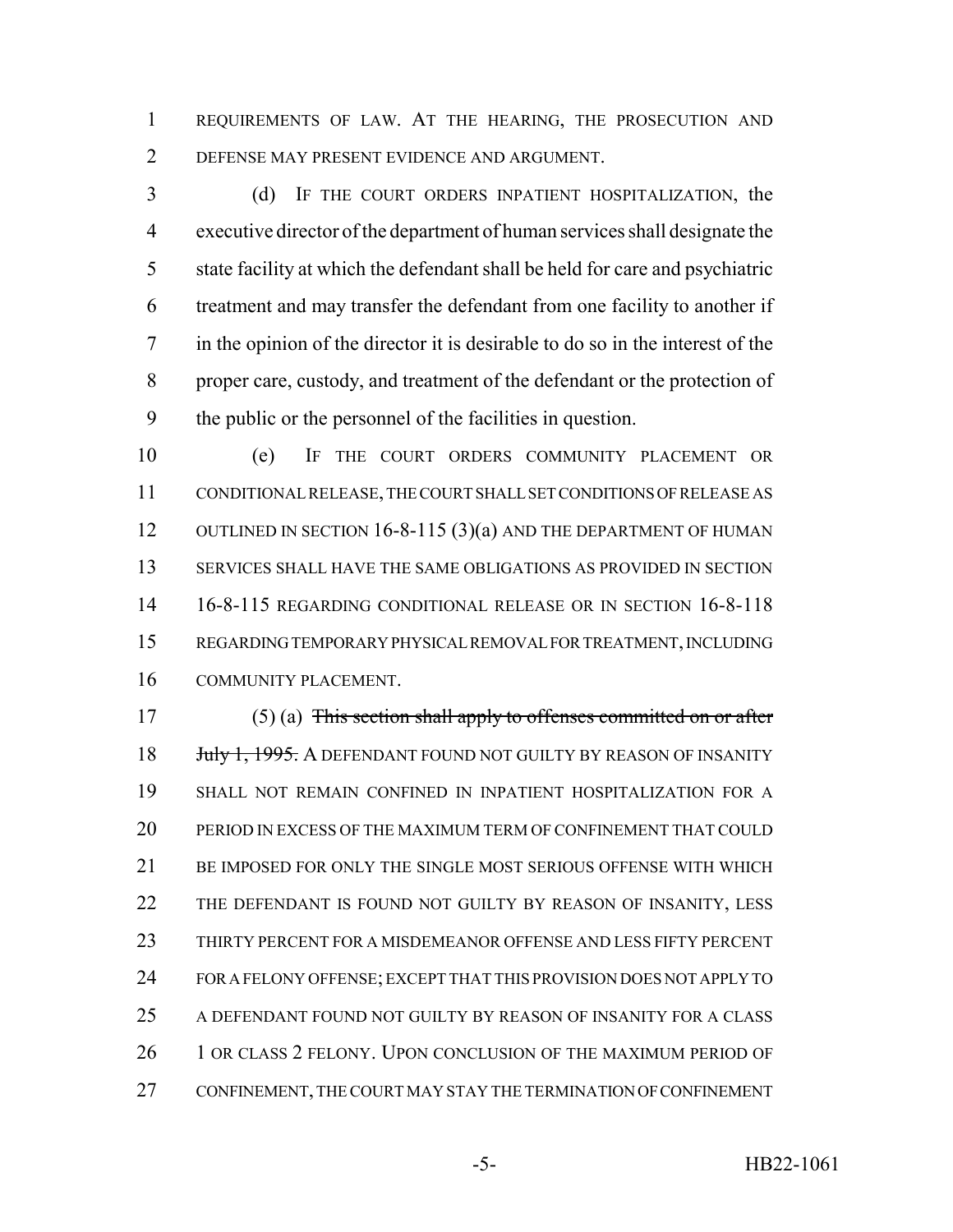REQUIREMENTS OF LAW. AT THE HEARING, THE PROSECUTION AND DEFENSE MAY PRESENT EVIDENCE AND ARGUMENT.

(d) IF THE COURT ORDERS INPATIENT HOSPITALIZATION, the executive director of the department of human services shall designate the state facility at which the defendant shall be held for care and psychiatric treatment and may transfer the defendant from one facility to another if in the opinion of the director it is desirable to do so in the interest of the proper care, custody, and treatment of the defendant or the protection of the public or the personnel of the facilities in question.

(e) IF THE COURT ORDERS COMMUNITY PLACEMENT OR CONDITIONAL RELEASE, THE COURT SHALL SET CONDITIONS OF RELEASE AS OUTLINED IN SECTION 16-8-115 (3)(a) AND THE DEPARTMENT OF HUMAN SERVICES SHALL HAVE THE SAME OBLIGATIONS AS PROVIDED IN SECTION 16-8-115 REGARDING CONDITIONAL RELEASE OR IN SECTION 16-8-118 REGARDING TEMPORARY PHYSICAL REMOVAL FOR TREATMENT, INCLUDING COMMUNITY PLACEMENT.

(5) (a) ~~This section shall apply to offenses committed on or after July 1, 1995.~~ A DEFENDANT FOUND NOT GUILTY BY REASON OF INSANITY SHALL NOT REMAIN CONFINED IN INPATIENT HOSPITALIZATION FOR A PERIOD IN EXCESS OF THE MAXIMUM TERM OF CONFINEMENT THAT COULD BE IMPOSED FOR ONLY THE SINGLE MOST SERIOUS OFFENSE WITH WHICH THE DEFENDANT IS FOUND NOT GUILTY BY REASON OF INSANITY, LESS THIRTY PERCENT FOR A MISDEMEANOR OFFENSE AND LESS FIFTY PERCENT FOR A FELONY OFFENSE; EXCEPT THAT THIS PROVISION DOES NOT APPLY TO A DEFENDANT FOUND NOT GUILTY BY REASON OF INSANITY FOR A CLASS 1 OR CLASS 2 FELONY. UPON CONCLUSION OF THE MAXIMUM PERIOD OF CONFINEMENT, THE COURT MAY STAY THE TERMINATION OF CONFINEMENT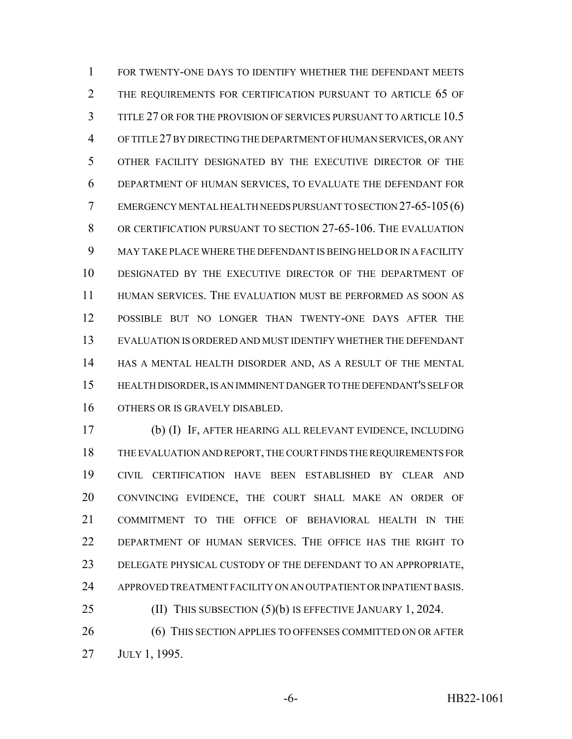FOR TWENTY-ONE DAYS TO IDENTIFY WHETHER THE DEFENDANT MEETS THE REQUIREMENTS FOR CERTIFICATION PURSUANT TO ARTICLE 65 OF TITLE 27 OR FOR THE PROVISION OF SERVICES PURSUANT TO ARTICLE 10.5 OF TITLE 27 BY DIRECTING THE DEPARTMENT OF HUMAN SERVICES, OR ANY OTHER FACILITY DESIGNATED BY THE EXECUTIVE DIRECTOR OF THE DEPARTMENT OF HUMAN SERVICES, TO EVALUATE THE DEFENDANT FOR EMERGENCY MENTAL HEALTH NEEDS PURSUANT TO SECTION 27-65-105 (6) OR CERTIFICATION PURSUANT TO SECTION 27-65-106. THE EVALUATION MAY TAKE PLACE WHERE THE DEFENDANT IS BEING HELD OR IN A FACILITY DESIGNATED BY THE EXECUTIVE DIRECTOR OF THE DEPARTMENT OF HUMAN SERVICES. THE EVALUATION MUST BE PERFORMED AS SOON AS POSSIBLE BUT NO LONGER THAN TWENTY-ONE DAYS AFTER THE EVALUATION IS ORDERED AND MUST IDENTIFY WHETHER THE DEFENDANT HAS A MENTAL HEALTH DISORDER AND, AS A RESULT OF THE MENTAL HEALTH DISORDER, IS AN IMMINENT DANGER TO THE DEFENDANT'S SELF OR OTHERS OR IS GRAVELY DISABLED.

(b) (I) IF, AFTER HEARING ALL RELEVANT EVIDENCE, INCLUDING THE EVALUATION AND REPORT, THE COURT FINDS THE REQUIREMENTS FOR CIVIL CERTIFICATION HAVE BEEN ESTABLISHED BY CLEAR AND CONVINCING EVIDENCE, THE COURT SHALL MAKE AN ORDER OF COMMITMENT TO THE OFFICE OF BEHAVIORAL HEALTH IN THE DEPARTMENT OF HUMAN SERVICES. THE OFFICE HAS THE RIGHT TO DELEGATE PHYSICAL CUSTODY OF THE DEFENDANT TO AN APPROPRIATE, APPROVED TREATMENT FACILITY ON AN OUTPATIENT OR INPATIENT BASIS.

(II) THIS SUBSECTION (5)(b) IS EFFECTIVE JANUARY 1, 2024.

(6) THIS SECTION APPLIES TO OFFENSES COMMITTED ON OR AFTER JULY 1, 1995.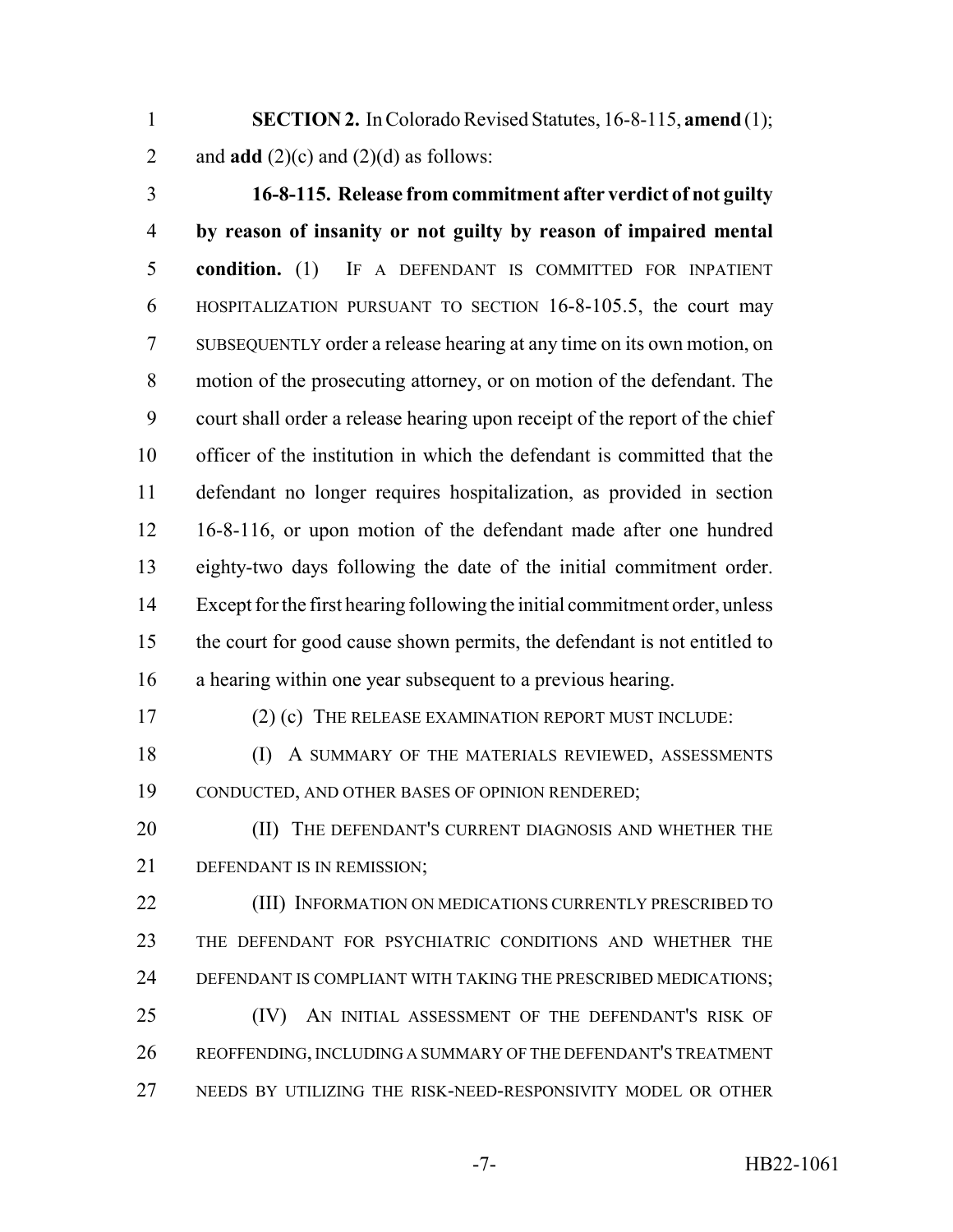**SECTION 2.** In Colorado Revised Statutes, 16-8-115, **amend** (1); and **add** (2)(c) and (2)(d) as follows:

**16-8-115. Release from commitment after verdict of not guilty by reason of insanity or not guilty by reason of impaired mental condition.** (1) IF A DEFENDANT IS COMMITTED FOR INPATIENT HOSPITALIZATION PURSUANT TO SECTION 16-8-105.5, the court may SUBSEQUENTLY order a release hearing at any time on its own motion, on motion of the prosecuting attorney, or on motion of the defendant. The court shall order a release hearing upon receipt of the report of the chief officer of the institution in which the defendant is committed that the defendant no longer requires hospitalization, as provided in section 16-8-116, or upon motion of the defendant made after one hundred eighty-two days following the date of the initial commitment order. Except for the first hearing following the initial commitment order, unless the court for good cause shown permits, the defendant is not entitled to a hearing within one year subsequent to a previous hearing.

(2) (c) THE RELEASE EXAMINATION REPORT MUST INCLUDE:

(I) A SUMMARY OF THE MATERIALS REVIEWED, ASSESSMENTS CONDUCTED, AND OTHER BASES OF OPINION RENDERED;

(II) THE DEFENDANT'S CURRENT DIAGNOSIS AND WHETHER THE DEFENDANT IS IN REMISSION;

(III) INFORMATION ON MEDICATIONS CURRENTLY PRESCRIBED TO THE DEFENDANT FOR PSYCHIATRIC CONDITIONS AND WHETHER THE DEFENDANT IS COMPLIANT WITH TAKING THE PRESCRIBED MEDICATIONS;

(IV) AN INITIAL ASSESSMENT OF THE DEFENDANT'S RISK OF REOFFENDING, INCLUDING A SUMMARY OF THE DEFENDANT'S TREATMENT NEEDS BY UTILIZING THE RISK-NEED-RESPONSIVITY MODEL OR OTHER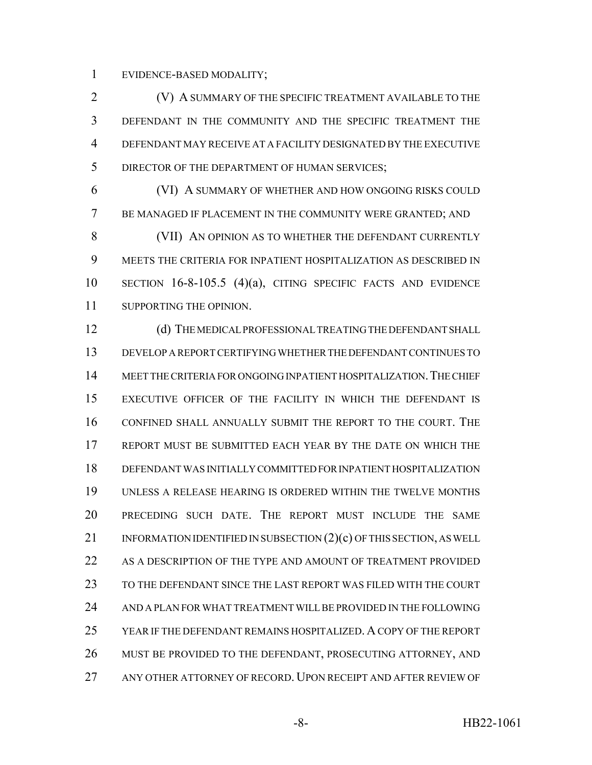EVIDENCE-BASED MODALITY;

(V) A SUMMARY OF THE SPECIFIC TREATMENT AVAILABLE TO THE DEFENDANT IN THE COMMUNITY AND THE SPECIFIC TREATMENT THE DEFENDANT MAY RECEIVE AT A FACILITY DESIGNATED BY THE EXECUTIVE DIRECTOR OF THE DEPARTMENT OF HUMAN SERVICES;

(VI) A SUMMARY OF WHETHER AND HOW ONGOING RISKS COULD BE MANAGED IF PLACEMENT IN THE COMMUNITY WERE GRANTED; AND

(VII) AN OPINION AS TO WHETHER THE DEFENDANT CURRENTLY MEETS THE CRITERIA FOR INPATIENT HOSPITALIZATION AS DESCRIBED IN SECTION 16-8-105.5 (4)(a), CITING SPECIFIC FACTS AND EVIDENCE SUPPORTING THE OPINION.

(d) THE MEDICAL PROFESSIONAL TREATING THE DEFENDANT SHALL DEVELOP A REPORT CERTIFYING WHETHER THE DEFENDANT CONTINUES TO MEET THE CRITERIA FOR ONGOING INPATIENT HOSPITALIZATION. THE CHIEF EXECUTIVE OFFICER OF THE FACILITY IN WHICH THE DEFENDANT IS CONFINED SHALL ANNUALLY SUBMIT THE REPORT TO THE COURT. THE REPORT MUST BE SUBMITTED EACH YEAR BY THE DATE ON WHICH THE DEFENDANT WAS INITIALLY COMMITTED FOR INPATIENT HOSPITALIZATION UNLESS A RELEASE HEARING IS ORDERED WITHIN THE TWELVE MONTHS PRECEDING SUCH DATE. THE REPORT MUST INCLUDE THE SAME INFORMATION IDENTIFIED IN SUBSECTION (2)(c) OF THIS SECTION, AS WELL AS A DESCRIPTION OF THE TYPE AND AMOUNT OF TREATMENT PROVIDED TO THE DEFENDANT SINCE THE LAST REPORT WAS FILED WITH THE COURT AND A PLAN FOR WHAT TREATMENT WILL BE PROVIDED IN THE FOLLOWING YEAR IF THE DEFENDANT REMAINS HOSPITALIZED. A COPY OF THE REPORT MUST BE PROVIDED TO THE DEFENDANT, PROSECUTING ATTORNEY, AND ANY OTHER ATTORNEY OF RECORD. UPON RECEIPT AND AFTER REVIEW OF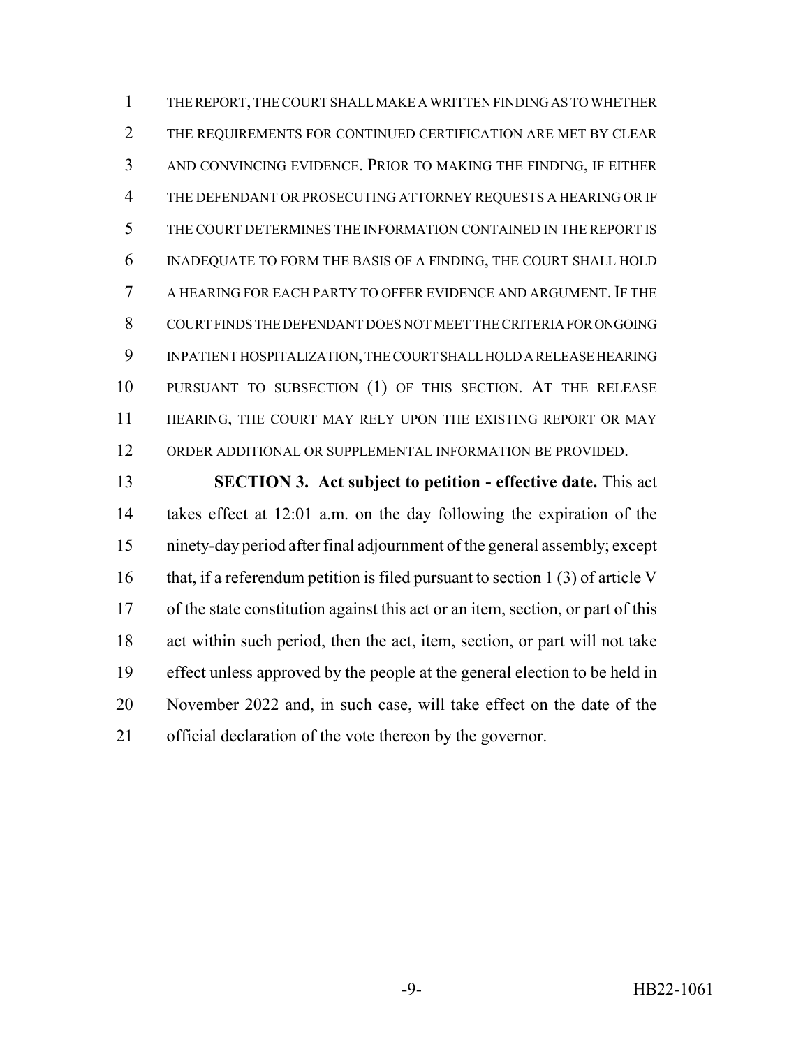THE REPORT, THE COURT SHALL MAKE A WRITTEN FINDING AS TO WHETHER THE REQUIREMENTS FOR CONTINUED CERTIFICATION ARE MET BY CLEAR AND CONVINCING EVIDENCE. PRIOR TO MAKING THE FINDING, IF EITHER THE DEFENDANT OR PROSECUTING ATTORNEY REQUESTS A HEARING OR IF THE COURT DETERMINES THE INFORMATION CONTAINED IN THE REPORT IS INADEQUATE TO FORM THE BASIS OF A FINDING, THE COURT SHALL HOLD A HEARING FOR EACH PARTY TO OFFER EVIDENCE AND ARGUMENT. IF THE COURT FINDS THE DEFENDANT DOES NOT MEET THE CRITERIA FOR ONGOING INPATIENT HOSPITALIZATION, THE COURT SHALL HOLD A RELEASE HEARING PURSUANT TO SUBSECTION (1) OF THIS SECTION. AT THE RELEASE HEARING, THE COURT MAY RELY UPON THE EXISTING REPORT OR MAY ORDER ADDITIONAL OR SUPPLEMENTAL INFORMATION BE PROVIDED.

**SECTION 3. Act subject to petition - effective date.** This act takes effect at 12:01 a.m. on the day following the expiration of the ninety-day period after final adjournment of the general assembly; except that, if a referendum petition is filed pursuant to section 1 (3) of article V of the state constitution against this act or an item, section, or part of this act within such period, then the act, item, section, or part will not take effect unless approved by the people at the general election to be held in November 2022 and, in such case, will take effect on the date of the official declaration of the vote thereon by the governor.